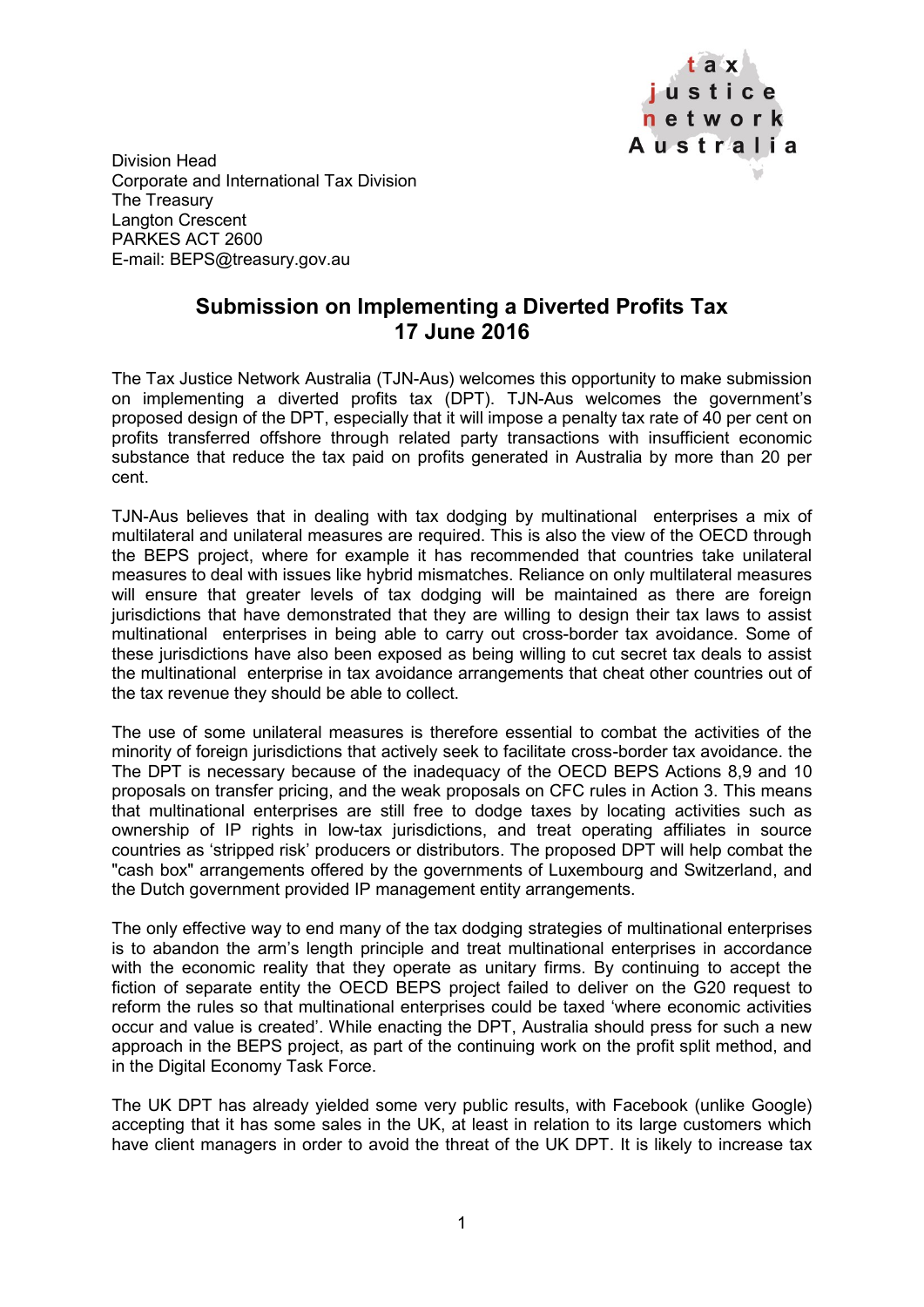tax justice network Australia

Division Head
Corporate and International Tax Division
The Treasury
Langton Crescent
PARKES ACT 2600
E-mail: BEPS@treasury.gov.au

## Submission on Implementing a Diverted Profits Tax
## 17 June 2016

The Tax Justice Network Australia (TJN-Aus) welcomes this opportunity to make submission on implementing a diverted profits tax (DPT). TJN-Aus welcomes the government's proposed design of the DPT, especially that it will impose a penalty tax rate of 40 per cent on profits transferred offshore through related party transactions with insufficient economic substance that reduce the tax paid on profits generated in Australia by more than 20 per cent.

TJN-Aus believes that in dealing with tax dodging by multinational enterprises a mix of multilateral and unilateral measures are required. This is also the view of the OECD through the BEPS project, where for example it has recommended that countries take unilateral measures to deal with issues like hybrid mismatches. Reliance on only multilateral measures will ensure that greater levels of tax dodging will be maintained as there are foreign jurisdictions that have demonstrated that they are willing to design their tax laws to assist multinational enterprises in being able to carry out cross-border tax avoidance. Some of these jurisdictions have also been exposed as being willing to cut secret tax deals to assist the multinational enterprise in tax avoidance arrangements that cheat other countries out of the tax revenue they should be able to collect.

The use of some unilateral measures is therefore essential to combat the activities of the minority of foreign jurisdictions that actively seek to facilitate cross-border tax avoidance. the The DPT is necessary because of the inadequacy of the OECD BEPS Actions 8,9 and 10 proposals on transfer pricing, and the weak proposals on CFC rules in Action 3. This means that multinational enterprises are still free to dodge taxes by locating activities such as ownership of IP rights in low-tax jurisdictions, and treat operating affiliates in source countries as 'stripped risk' producers or distributors. The proposed DPT will help combat the "cash box" arrangements offered by the governments of Luxembourg and Switzerland, and the Dutch government provided IP management entity arrangements.

The only effective way to end many of the tax dodging strategies of multinational enterprises is to abandon the arm's length principle and treat multinational enterprises in accordance with the economic reality that they operate as unitary firms. By continuing to accept the fiction of separate entity the OECD BEPS project failed to deliver on the G20 request to reform the rules so that multinational enterprises could be taxed 'where economic activities occur and value is created'. While enacting the DPT, Australia should press for such a new approach in the BEPS project, as part of the continuing work on the profit split method, and in the Digital Economy Task Force.

The UK DPT has already yielded some very public results, with Facebook (unlike Google) accepting that it has some sales in the UK, at least in relation to its large customers which have client managers in order to avoid the threat of the UK DPT. It is likely to increase tax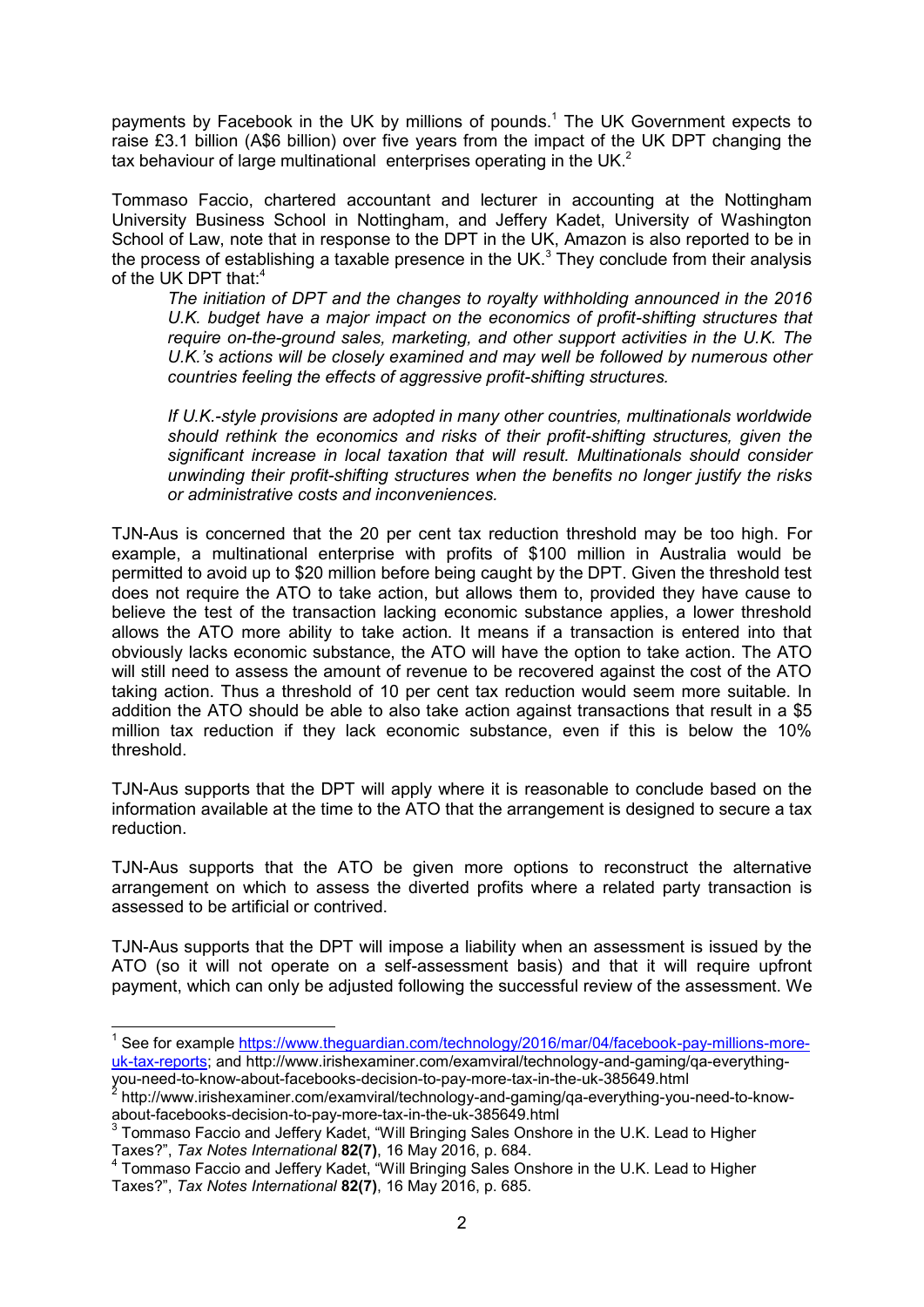payments by Facebook in the UK by millions of pounds.[1] The UK Government expects to raise £3.1 billion (A$6 billion) over five years from the impact of the UK DPT changing the tax behaviour of large multinational enterprises operating in the UK.[2]

Tommaso Faccio, chartered accountant and lecturer in accounting at the Nottingham University Business School in Nottingham, and Jeffery Kadet, University of Washington School of Law, note that in response to the DPT in the UK, Amazon is also reported to be in the process of establishing a taxable presence in the UK.[3] They conclude from their analysis of the UK DPT that:[4]

> *The initiation of DPT and the changes to royalty withholding announced in the 2016 U.K. budget have a major impact on the economics of profit-shifting structures that require on-the-ground sales, marketing, and other support activities in the U.K. The U.K.'s actions will be closely examined and may well be followed by numerous other countries feeling the effects of aggressive profit-shifting structures.*
>
> *If U.K.-style provisions are adopted in many other countries, multinationals worldwide should rethink the economics and risks of their profit-shifting structures, given the significant increase in local taxation that will result. Multinationals should consider unwinding their profit-shifting structures when the benefits no longer justify the risks or administrative costs and inconveniences.*

TJN-Aus is concerned that the 20 per cent tax reduction threshold may be too high. For example, a multinational enterprise with profits of $100 million in Australia would be permitted to avoid up to $20 million before being caught by the DPT. Given the threshold test does not require the ATO to take action, but allows them to, provided they have cause to believe the test of the transaction lacking economic substance applies, a lower threshold allows the ATO more ability to take action. It means if a transaction is entered into that obviously lacks economic substance, the ATO will have the option to take action. The ATO will still need to assess the amount of revenue to be recovered against the cost of the ATO taking action. Thus a threshold of 10 per cent tax reduction would seem more suitable. In addition the ATO should be able to also take action against transactions that result in a $5 million tax reduction if they lack economic substance, even if this is below the 10% threshold.

TJN-Aus supports that the DPT will apply where it is reasonable to conclude based on the information available at the time to the ATO that the arrangement is designed to secure a tax reduction.

TJN-Aus supports that the ATO be given more options to reconstruct the alternative arrangement on which to assess the diverted profits where a related party transaction is assessed to be artificial or contrived.

TJN-Aus supports that the DPT will impose a liability when an assessment is issued by the ATO (so it will not operate on a self-assessment basis) and that it will require upfront payment, which can only be adjusted following the successful review of the assessment. We

---

[1] See for example https://www.theguardian.com/technology/2016/mar/04/facebook-pay-millions-more-uk-tax-reports; and http://www.irishexaminer.com/examviral/technology-and-gaming/qa-everything-you-need-to-know-about-facebooks-decision-to-pay-more-tax-in-the-uk-385649.html

[2] http://www.irishexaminer.com/examviral/technology-and-gaming/qa-everything-you-need-to-know-about-facebooks-decision-to-pay-more-tax-in-the-uk-385649.html

[3] Tommaso Faccio and Jeffery Kadet, "Will Bringing Sales Onshore in the U.K. Lead to Higher Taxes?", *Tax Notes International* **82(7)**, 16 May 2016, p. 684.

[4] Tommaso Faccio and Jeffery Kadet, "Will Bringing Sales Onshore in the U.K. Lead to Higher Taxes?", *Tax Notes International* **82(7)**, 16 May 2016, p. 685.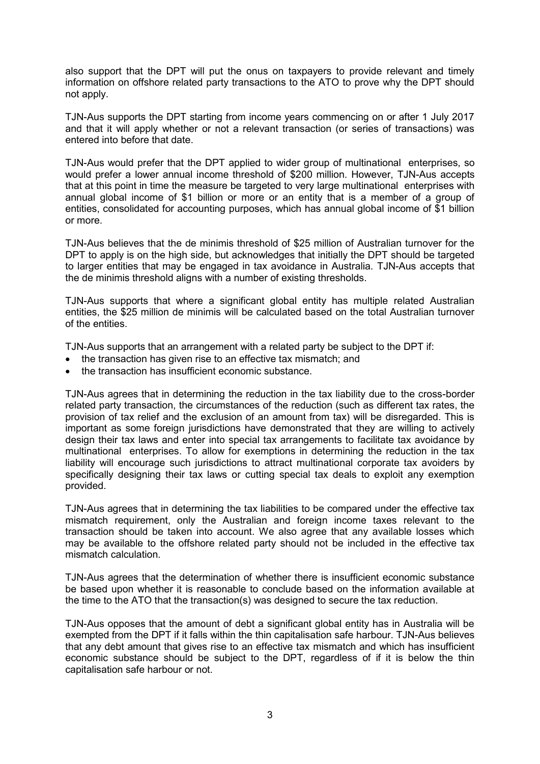also support that the DPT will put the onus on taxpayers to provide relevant and timely information on offshore related party transactions to the ATO to prove why the DPT should not apply.

TJN-Aus supports the DPT starting from income years commencing on or after 1 July 2017 and that it will apply whether or not a relevant transaction (or series of transactions) was entered into before that date.

TJN-Aus would prefer that the DPT applied to wider group of multinational enterprises, so would prefer a lower annual income threshold of $200 million. However, TJN-Aus accepts that at this point in time the measure be targeted to very large multinational enterprises with annual global income of $1 billion or more or an entity that is a member of a group of entities, consolidated for accounting purposes, which has annual global income of $1 billion or more.

TJN-Aus believes that the de minimis threshold of $25 million of Australian turnover for the DPT to apply is on the high side, but acknowledges that initially the DPT should be targeted to larger entities that may be engaged in tax avoidance in Australia. TJN-Aus accepts that the de minimis threshold aligns with a number of existing thresholds.

TJN-Aus supports that where a significant global entity has multiple related Australian entities, the $25 million de minimis will be calculated based on the total Australian turnover of the entities.

TJN-Aus supports that an arrangement with a related party be subject to the DPT if:

- the transaction has given rise to an effective tax mismatch; and
- the transaction has insufficient economic substance.

TJN-Aus agrees that in determining the reduction in the tax liability due to the cross-border related party transaction, the circumstances of the reduction (such as different tax rates, the provision of tax relief and the exclusion of an amount from tax) will be disregarded. This is important as some foreign jurisdictions have demonstrated that they are willing to actively design their tax laws and enter into special tax arrangements to facilitate tax avoidance by multinational enterprises. To allow for exemptions in determining the reduction in the tax liability will encourage such jurisdictions to attract multinational corporate tax avoiders by specifically designing their tax laws or cutting special tax deals to exploit any exemption provided.

TJN-Aus agrees that in determining the tax liabilities to be compared under the effective tax mismatch requirement, only the Australian and foreign income taxes relevant to the transaction should be taken into account. We also agree that any available losses which may be available to the offshore related party should not be included in the effective tax mismatch calculation.

TJN-Aus agrees that the determination of whether there is insufficient economic substance be based upon whether it is reasonable to conclude based on the information available at the time to the ATO that the transaction(s) was designed to secure the tax reduction.

TJN-Aus opposes that the amount of debt a significant global entity has in Australia will be exempted from the DPT if it falls within the thin capitalisation safe harbour. TJN-Aus believes that any debt amount that gives rise to an effective tax mismatch and which has insufficient economic substance should be subject to the DPT, regardless of if it is below the thin capitalisation safe harbour or not.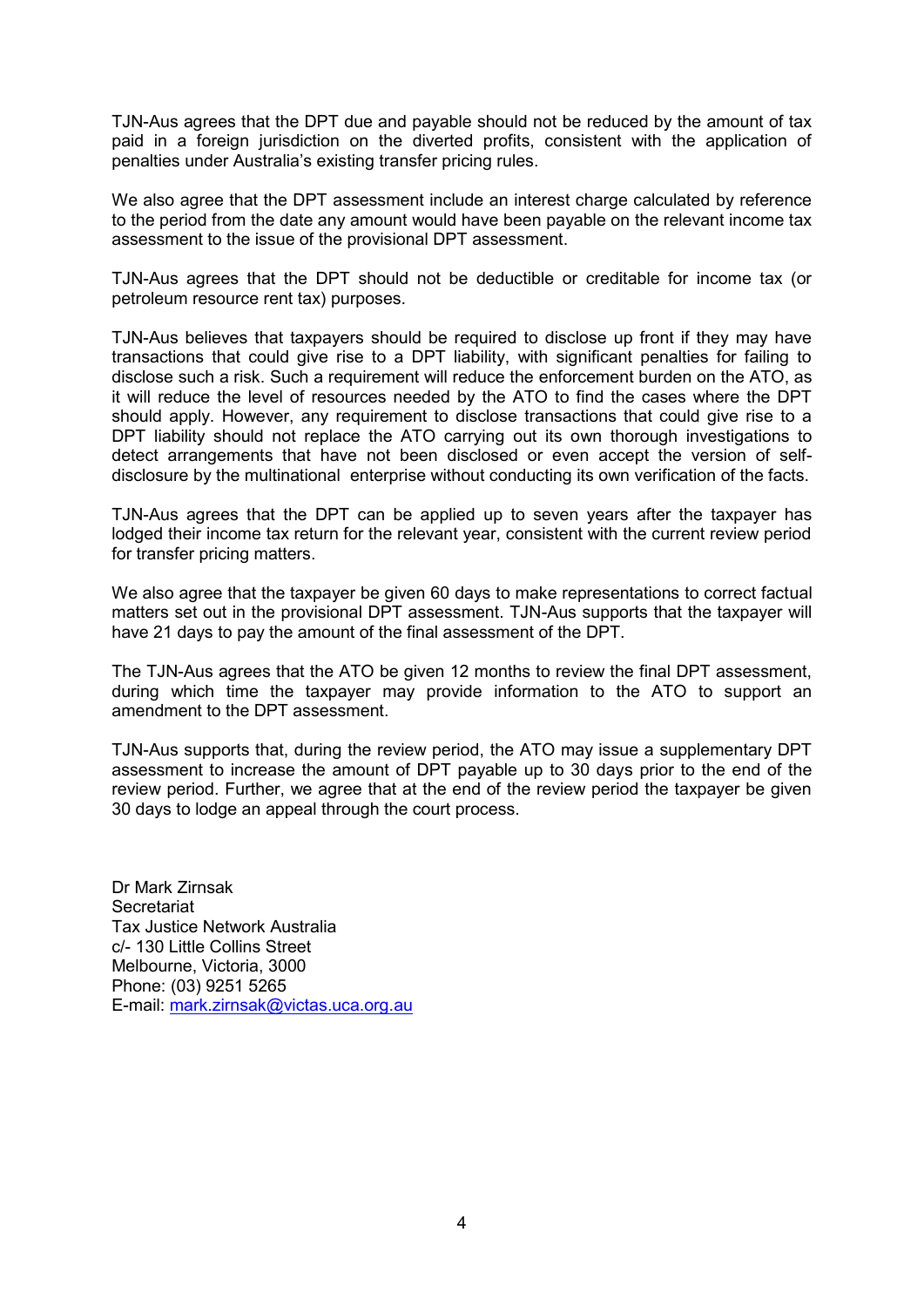TJN-Aus agrees that the DPT due and payable should not be reduced by the amount of tax paid in a foreign jurisdiction on the diverted profits, consistent with the application of penalties under Australia's existing transfer pricing rules.

We also agree that the DPT assessment include an interest charge calculated by reference to the period from the date any amount would have been payable on the relevant income tax assessment to the issue of the provisional DPT assessment.

TJN-Aus agrees that the DPT should not be deductible or creditable for income tax (or petroleum resource rent tax) purposes.

TJN-Aus believes that taxpayers should be required to disclose up front if they may have transactions that could give rise to a DPT liability, with significant penalties for failing to disclose such a risk. Such a requirement will reduce the enforcement burden on the ATO, as it will reduce the level of resources needed by the ATO to find the cases where the DPT should apply. However, any requirement to disclose transactions that could give rise to a DPT liability should not replace the ATO carrying out its own thorough investigations to detect arrangements that have not been disclosed or even accept the version of self-disclosure by the multinational enterprise without conducting its own verification of the facts.

TJN-Aus agrees that the DPT can be applied up to seven years after the taxpayer has lodged their income tax return for the relevant year, consistent with the current review period for transfer pricing matters.

We also agree that the taxpayer be given 60 days to make representations to correct factual matters set out in the provisional DPT assessment. TJN-Aus supports that the taxpayer will have 21 days to pay the amount of the final assessment of the DPT.

The TJN-Aus agrees that the ATO be given 12 months to review the final DPT assessment, during which time the taxpayer may provide information to the ATO to support an amendment to the DPT assessment.

TJN-Aus supports that, during the review period, the ATO may issue a supplementary DPT assessment to increase the amount of DPT payable up to 30 days prior to the end of the review period. Further, we agree that at the end of the review period the taxpayer be given 30 days to lodge an appeal through the court process.

Dr Mark Zirnsak
Secretariat
Tax Justice Network Australia
c/- 130 Little Collins Street
Melbourne, Victoria, 3000
Phone: (03) 9251 5265
E-mail: mark.zirnsak@victas.uca.org.au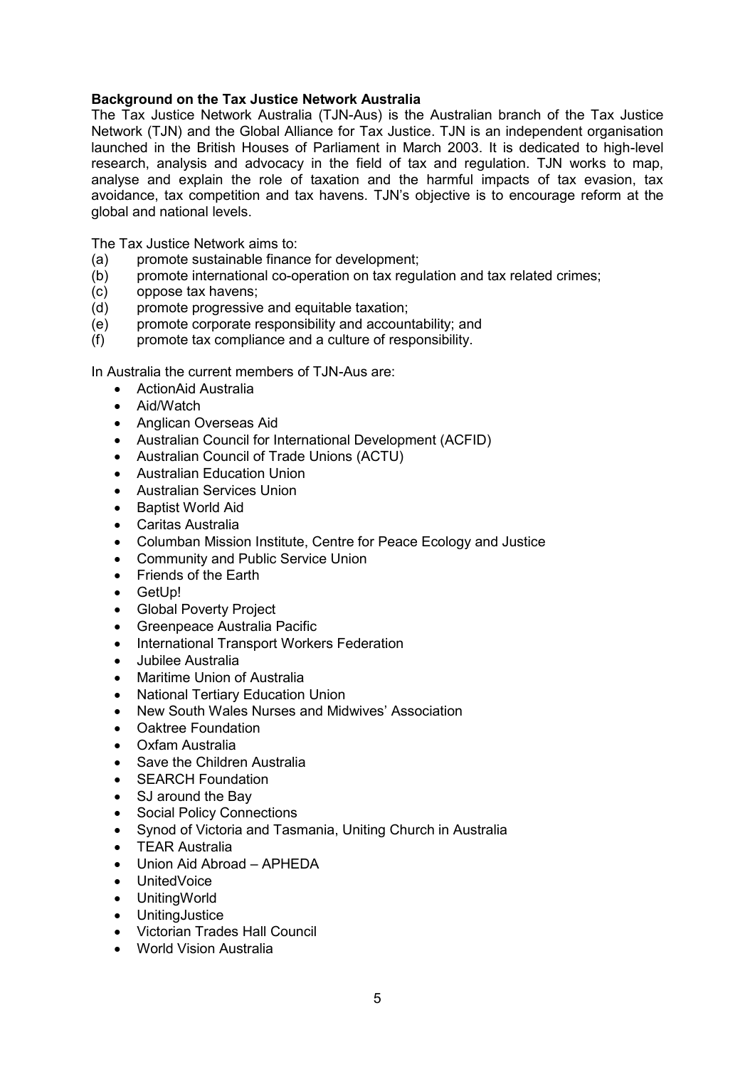**Background on the Tax Justice Network Australia**

The Tax Justice Network Australia (TJN-Aus) is the Australian branch of the Tax Justice Network (TJN) and the Global Alliance for Tax Justice. TJN is an independent organisation launched in the British Houses of Parliament in March 2003. It is dedicated to high-level research, analysis and advocacy in the field of tax and regulation. TJN works to map, analyse and explain the role of taxation and the harmful impacts of tax evasion, tax avoidance, tax competition and tax havens. TJN's objective is to encourage reform at the global and national levels.

The Tax Justice Network aims to:

(a) promote sustainable finance for development;
(b) promote international co-operation on tax regulation and tax related crimes;
(c) oppose tax havens;
(d) promote progressive and equitable taxation;
(e) promote corporate responsibility and accountability; and
(f) promote tax compliance and a culture of responsibility.

In Australia the current members of TJN-Aus are:

- ActionAid Australia
- Aid/Watch
- Anglican Overseas Aid
- Australian Council for International Development (ACFID)
- Australian Council of Trade Unions (ACTU)
- Australian Education Union
- Australian Services Union
- Baptist World Aid
- Caritas Australia
- Columban Mission Institute, Centre for Peace Ecology and Justice
- Community and Public Service Union
- Friends of the Earth
- GetUp!
- Global Poverty Project
- Greenpeace Australia Pacific
- International Transport Workers Federation
- Jubilee Australia
- Maritime Union of Australia
- National Tertiary Education Union
- New South Wales Nurses and Midwives' Association
- Oaktree Foundation
- Oxfam Australia
- Save the Children Australia
- SEARCH Foundation
- SJ around the Bay
- Social Policy Connections
- Synod of Victoria and Tasmania, Uniting Church in Australia
- TEAR Australia
- Union Aid Abroad – APHEDA
- UnitedVoice
- UnitingWorld
- UnitingJustice
- Victorian Trades Hall Council
- World Vision Australia